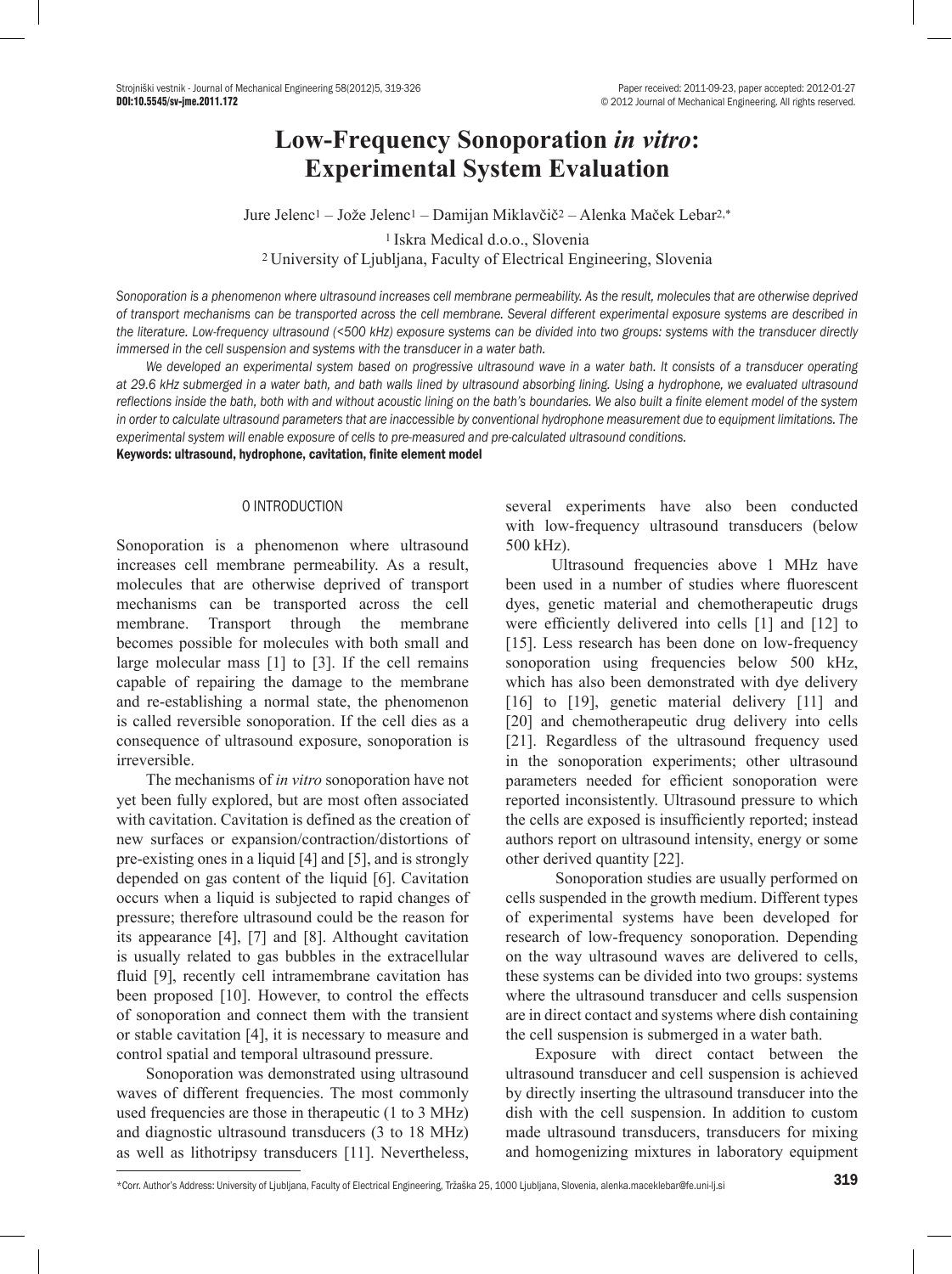# Low-Frequency Sonoporation *in vitro*: Experimental System Evaluation

Jure Jelenc[1] – Jože Jelenc[1] – Damijan Miklavčič[2] – Alenka Maček Lebar[2,*]

[1] Iskra Medical d.o.o., Slovenia
[2] University of Ljubljana, Faculty of Electrical Engineering, Slovenia

*Sonoporation is a phenomenon where ultrasound increases cell membrane permeability. As the result, molecules that are otherwise deprived of transport mechanisms can be transported across the cell membrane. Several different experimental exposure systems are described in the literature. Low-frequency ultrasound (<500 kHz) exposure systems can be divided into two groups: systems with the transducer directly immersed in the cell suspension and systems with the transducer in a water bath.*

*We developed an experimental system based on progressive ultrasound wave in a water bath. It consists of a transducer operating at 29.6 kHz submerged in a water bath, and bath walls lined by ultrasound absorbing lining. Using a hydrophone, we evaluated ultrasound reflections inside the bath, both with and without acoustic lining on the bath's boundaries. We also built a finite element model of the system in order to calculate ultrasound parameters that are inaccessible by conventional hydrophone measurement due to equipment limitations. The experimental system will enable exposure of cells to pre-measured and pre-calculated ultrasound conditions.*

**Keywords: ultrasound, hydrophone, cavitation, finite element model**

## 0 INTRODUCTION

Sonoporation is a phenomenon where ultrasound increases cell membrane permeability. As a result, molecules that are otherwise deprived of transport mechanisms can be transported across the cell membrane. Transport through the membrane becomes possible for molecules with both small and large molecular mass [1] to [3]. If the cell remains capable of repairing the damage to the membrane and re-establishing a normal state, the phenomenon is called reversible sonoporation. If the cell dies as a consequence of ultrasound exposure, sonoporation is irreversible.

The mechanisms of *in vitro* sonoporation have not yet been fully explored, but are most often associated with cavitation. Cavitation is defined as the creation of new surfaces or expansion/contraction/distortions of pre-existing ones in a liquid [4] and [5], and is strongly depended on gas content of the liquid [6]. Cavitation occurs when a liquid is subjected to rapid changes of pressure; therefore ultrasound could be the reason for its appearance [4], [7] and [8]. Althought cavitation is usually related to gas bubbles in the extracellular fluid [9], recently cell intramembrane cavitation has been proposed [10]. However, to control the effects of sonoporation and connect them with the transient or stable cavitation [4], it is necessary to measure and control spatial and temporal ultrasound pressure.

Sonoporation was demonstrated using ultrasound waves of different frequencies. The most commonly used frequencies are those in therapeutic (1 to 3 MHz) and diagnostic ultrasound transducers (3 to 18 MHz) as well as lithotripsy transducers [11]. Nevertheless, several experiments have also been conducted with low-frequency ultrasound transducers (below 500 kHz).

Ultrasound frequencies above 1 MHz have been used in a number of studies where fluorescent dyes, genetic material and chemotherapeutic drugs were efficiently delivered into cells [1] and [12] to [15]. Less research has been done on low-frequency sonoporation using frequencies below 500 kHz, which has also been demonstrated with dye delivery [16] to [19], genetic material delivery [11] and [20] and chemotherapeutic drug delivery into cells [21]. Regardless of the ultrasound frequency used in the sonoporation experiments; other ultrasound parameters needed for efficient sonoporation were reported inconsistently. Ultrasound pressure to which the cells are exposed is insufficiently reported; instead authors report on ultrasound intensity, energy or some other derived quantity [22].

Sonoporation studies are usually performed on cells suspended in the growth medium. Different types of experimental systems have been developed for research of low-frequency sonoporation. Depending on the way ultrasound waves are delivered to cells, these systems can be divided into two groups: systems where the ultrasound transducer and cells suspension are in direct contact and systems where dish containing the cell suspension is submerged in a water bath.

Exposure with direct contact between the ultrasound transducer and cell suspension is achieved by directly inserting the ultrasound transducer into the dish with the cell suspension. In addition to custom made ultrasound transducers, transducers for mixing and homogenizing mixtures in laboratory equipment

*Corr. Author's Address: University of Ljubljana, Faculty of Electrical Engineering, Tržaška 25, 1000 Ljubljana, Slovenia, alenka.maceklebar@fe.uni-lj.si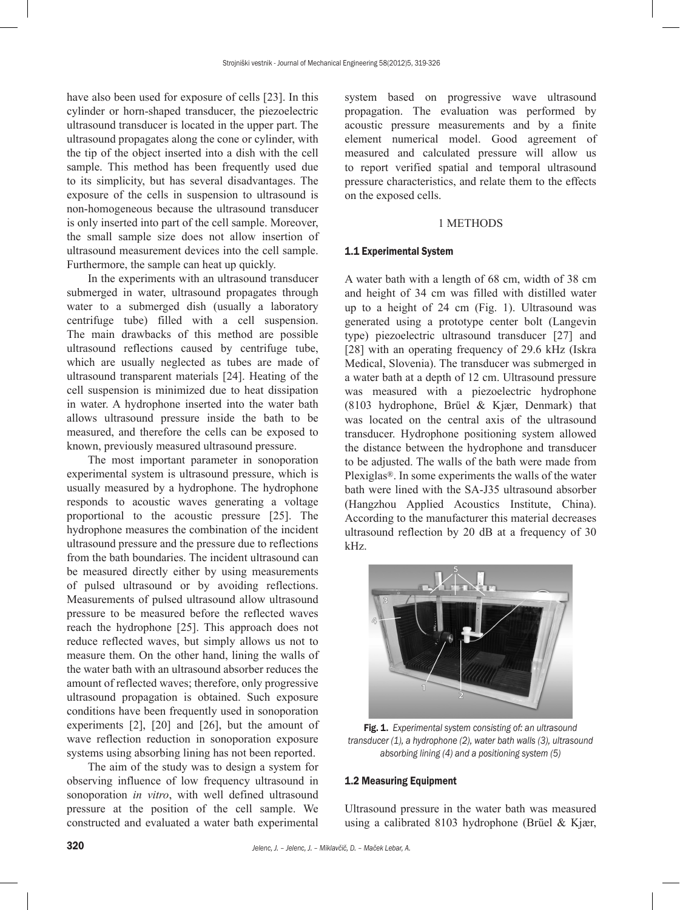have also been used for exposure of cells [23]. In this cylinder or horn-shaped transducer, the piezoelectric ultrasound transducer is located in the upper part. The ultrasound propagates along the cone or cylinder, with the tip of the object inserted into a dish with the cell sample. This method has been frequently used due to its simplicity, but has several disadvantages. The exposure of the cells in suspension to ultrasound is non-homogeneous because the ultrasound transducer is only inserted into part of the cell sample. Moreover, the small sample size does not allow insertion of ultrasound measurement devices into the cell sample. Furthermore, the sample can heat up quickly.

In the experiments with an ultrasound transducer submerged in water, ultrasound propagates through water to a submerged dish (usually a laboratory centrifuge tube) filled with a cell suspension. The main drawbacks of this method are possible ultrasound reflections caused by centrifuge tube, which are usually neglected as tubes are made of ultrasound transparent materials [24]. Heating of the cell suspension is minimized due to heat dissipation in water. A hydrophone inserted into the water bath allows ultrasound pressure inside the bath to be measured, and therefore the cells can be exposed to known, previously measured ultrasound pressure.

The most important parameter in sonoporation experimental system is ultrasound pressure, which is usually measured by a hydrophone. The hydrophone responds to acoustic waves generating a voltage proportional to the acoustic pressure [25]. The hydrophone measures the combination of the incident ultrasound pressure and the pressure due to reflections from the bath boundaries. The incident ultrasound can be measured directly either by using measurements of pulsed ultrasound or by avoiding reflections. Measurements of pulsed ultrasound allow ultrasound pressure to be measured before the reflected waves reach the hydrophone [25]. This approach does not reduce reflected waves, but simply allows us not to measure them. On the other hand, lining the walls of the water bath with an ultrasound absorber reduces the amount of reflected waves; therefore, only progressive ultrasound propagation is obtained. Such exposure conditions have been frequently used in sonoporation experiments [2], [20] and [26], but the amount of wave reflection reduction in sonoporation exposure systems using absorbing lining has not been reported.

The aim of the study was to design a system for observing influence of low frequency ultrasound in sonoporation *in vitro*, with well defined ultrasound pressure at the position of the cell sample. We constructed and evaluated a water bath experimental system based on progressive wave ultrasound propagation. The evaluation was performed by acoustic pressure measurements and by a finite element numerical model. Good agreement of measured and calculated pressure will allow us to report verified spatial and temporal ultrasound pressure characteristics, and relate them to the effects on the exposed cells.

# 1 METHODS

## 1.1 Experimental System

A water bath with a length of 68 cm, width of 38 cm and height of 34 cm was filled with distilled water up to a height of 24 cm (Fig. 1). Ultrasound was generated using a prototype center bolt (Langevin type) piezoelectric ultrasound transducer [27] and [28] with an operating frequency of 29.6 kHz (Iskra Medical, Slovenia). The transducer was submerged in a water bath at a depth of 12 cm. Ultrasound pressure was measured with a piezoelectric hydrophone (8103 hydrophone, Brüel & Kjær, Denmark) that was located on the central axis of the ultrasound transducer. Hydrophone positioning system allowed the distance between the hydrophone and transducer to be adjusted. The walls of the bath were made from Plexiglas®. In some experiments the walls of the water bath were lined with the SA-J35 ultrasound absorber (Hangzhou Applied Acoustics Institute, China). According to the manufacturer this material decreases ultrasound reflection by 20 dB at a frequency of 30 kHz.

**Fig. 1.** *Experimental system consisting of: an ultrasound transducer (1), a hydrophone (2), water bath walls (3), ultrasound absorbing lining (4) and a positioning system (5)*

## 1.2 Measuring Equipment

Ultrasound pressure in the water bath was measured using a calibrated 8103 hydrophone (Brüel & Kjær,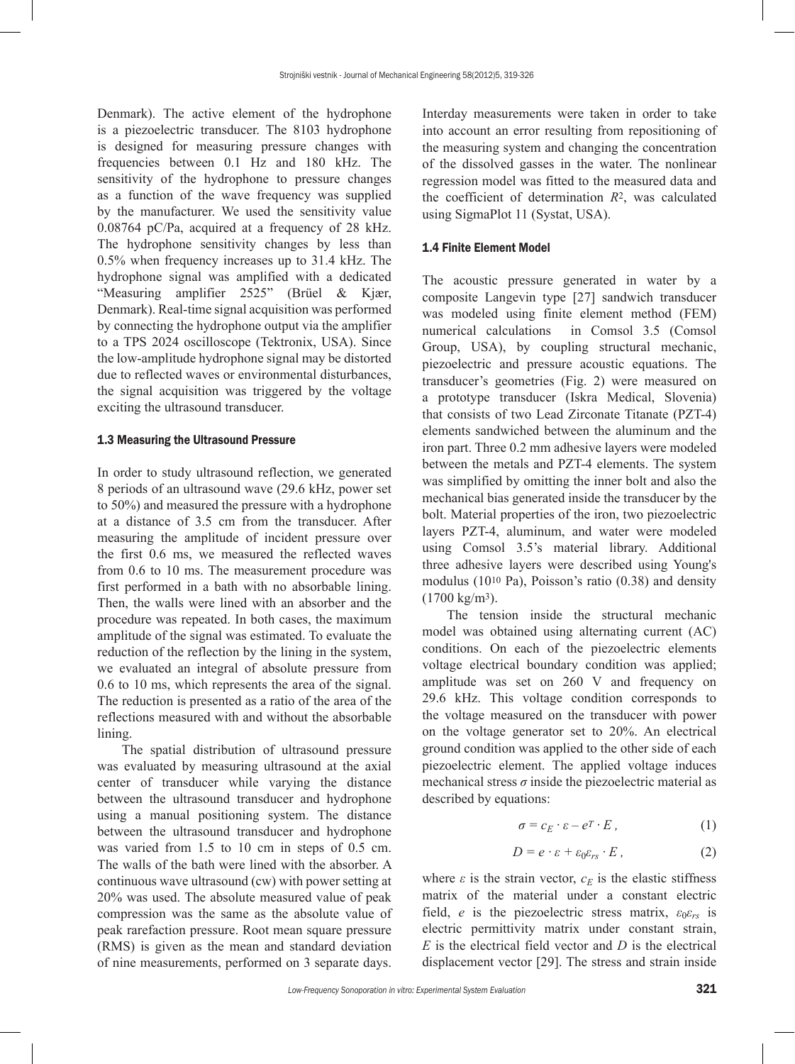Denmark). The active element of the hydrophone is a piezoelectric transducer. The 8103 hydrophone is designed for measuring pressure changes with frequencies between 0.1 Hz and 180 kHz. The sensitivity of the hydrophone to pressure changes as a function of the wave frequency was supplied by the manufacturer. We used the sensitivity value 0.08764 pC/Pa, acquired at a frequency of 28 kHz. The hydrophone sensitivity changes by less than 0.5% when frequency increases up to 31.4 kHz. The hydrophone signal was amplified with a dedicated "Measuring amplifier 2525" (Brüel & Kjær, Denmark). Real-time signal acquisition was performed by connecting the hydrophone output via the amplifier to a TPS 2024 oscilloscope (Tektronix, USA). Since the low-amplitude hydrophone signal may be distorted due to reflected waves or environmental disturbances, the signal acquisition was triggered by the voltage exciting the ultrasound transducer.

### 1.3 Measuring the Ultrasound Pressure

In order to study ultrasound reflection, we generated 8 periods of an ultrasound wave (29.6 kHz, power set to 50%) and measured the pressure with a hydrophone at a distance of 3.5 cm from the transducer. After measuring the amplitude of incident pressure over the first 0.6 ms, we measured the reflected waves from 0.6 to 10 ms. The measurement procedure was first performed in a bath with no absorbable lining. Then, the walls were lined with an absorber and the procedure was repeated. In both cases, the maximum amplitude of the signal was estimated. To evaluate the reduction of the reflection by the lining in the system, we evaluated an integral of absolute pressure from 0.6 to 10 ms, which represents the area of the signal. The reduction is presented as a ratio of the area of the reflections measured with and without the absorbable lining.

The spatial distribution of ultrasound pressure was evaluated by measuring ultrasound at the axial center of transducer while varying the distance between the ultrasound transducer and hydrophone using a manual positioning system. The distance between the ultrasound transducer and hydrophone was varied from 1.5 to 10 cm in steps of 0.5 cm. The walls of the bath were lined with the absorber. A continuous wave ultrasound (cw) with power setting at 20% was used. The absolute measured value of peak compression was the same as the absolute value of peak rarefaction pressure. Root mean square pressure (RMS) is given as the mean and standard deviation of nine measurements, performed on 3 separate days. Interday measurements were taken in order to take into account an error resulting from repositioning of the measuring system and changing the concentration of the dissolved gasses in the water. The nonlinear regression model was fitted to the measured data and the coefficient of determination $R^2$, was calculated using SigmaPlot 11 (Systat, USA).

### 1.4 Finite Element Model

The acoustic pressure generated in water by a composite Langevin type [27] sandwich transducer was modeled using finite element method (FEM) numerical calculations in Comsol 3.5 (Comsol Group, USA), by coupling structural mechanic, piezoelectric and pressure acoustic equations. The transducer's geometries (Fig. 2) were measured on a prototype transducer (Iskra Medical, Slovenia) that consists of two Lead Zirconate Titanate (PZT-4) elements sandwiched between the aluminum and the iron part. Three 0.2 mm adhesive layers were modeled between the metals and PZT-4 elements. The system was simplified by omitting the inner bolt and also the mechanical bias generated inside the transducer by the bolt. Material properties of the iron, two piezoelectric layers PZT-4, aluminum, and water were modeled using Comsol 3.5's material library. Additional three adhesive layers were described using Young's modulus ($10^{10}$ Pa), Poisson's ratio (0.38) and density (1700 kg/m$^3$).

The tension inside the structural mechanic model was obtained using alternating current (AC) conditions. On each of the piezoelectric elements voltage electrical boundary condition was applied; amplitude was set on 260 V and frequency on 29.6 kHz. This voltage condition corresponds to the voltage measured on the transducer with power on the voltage generator set to 20%. An electrical ground condition was applied to the other side of each piezoelectric element. The applied voltage induces mechanical stress $\sigma$ inside the piezoelectric material as described by equations:

$$\sigma = c_E \cdot \varepsilon - e^T \cdot E, \tag{1}$$

$$D = e \cdot \varepsilon + \varepsilon_0 \varepsilon_{rs} \cdot E, \tag{2}$$

where $\varepsilon$ is the strain vector, $c_E$ is the elastic stiffness matrix of the material under a constant electric field, $e$ is the piezoelectric stress matrix, $\varepsilon_0 \varepsilon_{rs}$ is electric permittivity matrix under constant strain, $E$ is the electrical field vector and $D$ is the electrical displacement vector [29]. The stress and strain inside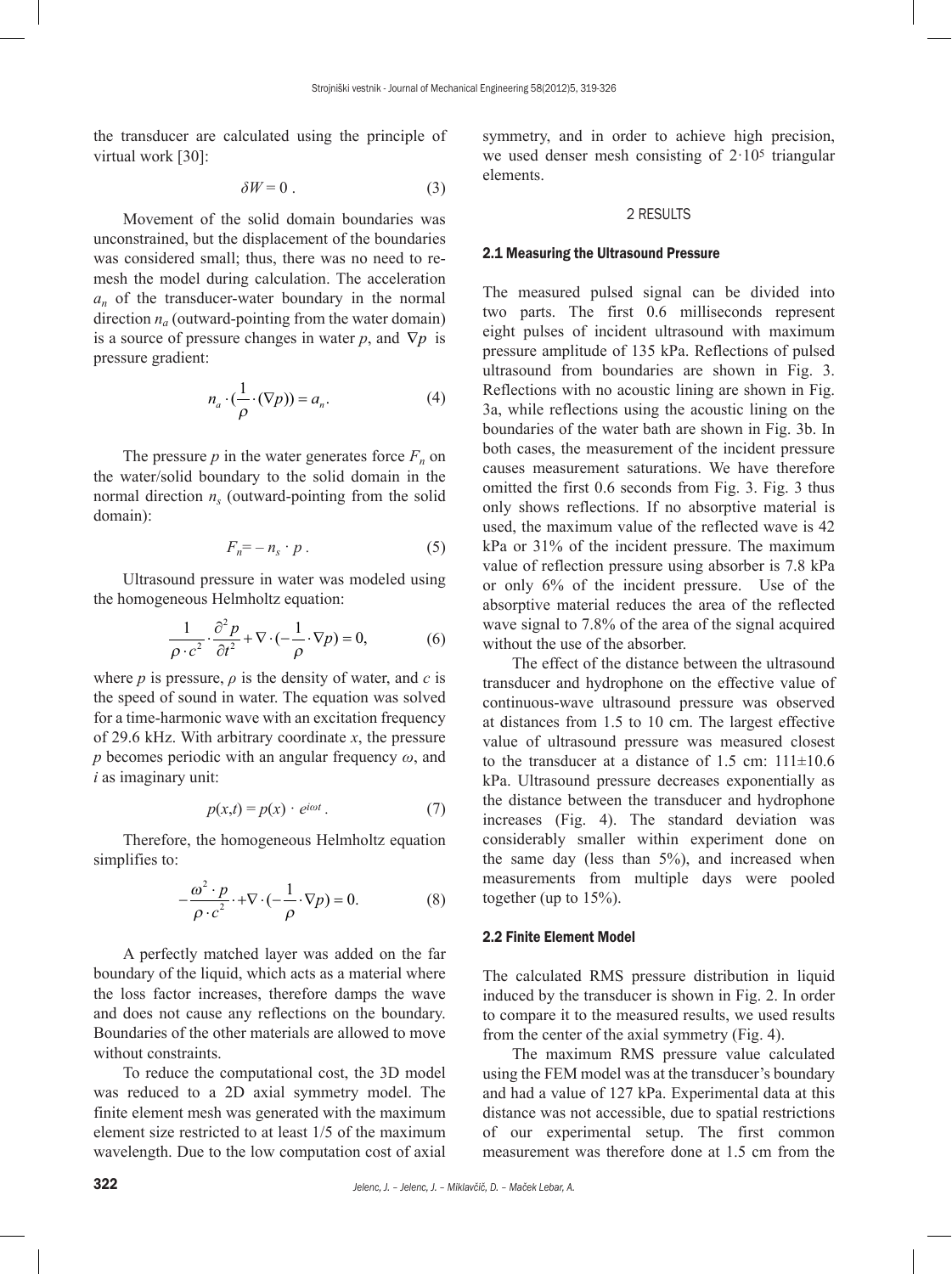the transducer are calculated using the principle of virtual work [30]:

$$\delta W = 0 \,. \tag{3}$$

Movement of the solid domain boundaries was unconstrained, but the displacement of the boundaries was considered small; thus, there was no need to re-mesh the model during calculation. The acceleration $a_n$ of the transducer-water boundary in the normal direction $n_a$ (outward-pointing from the water domain) is a source of pressure changes in water $p$, and $\nabla p$ is pressure gradient:

$$n_a \cdot (\frac{1}{\rho} \cdot (\nabla p)) = a_n. \tag{4}$$

The pressure $p$ in the water generates force $F_n$ on the water/solid boundary to the solid domain in the normal direction $n_s$ (outward-pointing from the solid domain):

$$F_n = - n_s \cdot p \,. \tag{5}$$

Ultrasound pressure in water was modeled using the homogeneous Helmholtz equation:

$$\frac{1}{\rho \cdot c^2} \cdot \frac{\partial^2 p}{\partial t^2} + \nabla \cdot (-\frac{1}{\rho} \cdot \nabla p) = 0, \tag{6}$$

where $p$ is pressure, $\rho$ is the density of water, and $c$ is the speed of sound in water. The equation was solved for a time-harmonic wave with an excitation frequency of 29.6 kHz. With arbitrary coordinate $x$, the pressure $p$ becomes periodic with an angular frequency $\omega$, and $i$ as imaginary unit:

$$p(x,t) = p(x) \cdot e^{i\omega t} \,. \tag{7}$$

Therefore, the homogeneous Helmholtz equation simplifies to:

$$-\frac{\omega^2 \cdot p}{\rho \cdot c^2} \cdot + \nabla \cdot (-\frac{1}{\rho} \cdot \nabla p) = 0. \tag{8}$$

A perfectly matched layer was added on the far boundary of the liquid, which acts as a material where the loss factor increases, therefore damps the wave and does not cause any reflections on the boundary. Boundaries of the other materials are allowed to move without constraints.

To reduce the computational cost, the 3D model was reduced to a 2D axial symmetry model. The finite element mesh was generated with the maximum element size restricted to at least 1/5 of the maximum wavelength. Due to the low computation cost of axial symmetry, and in order to achieve high precision, we used denser mesh consisting of $2 \cdot 10^5$ triangular elements.

## 2 RESULTS

### 2.1 Measuring the Ultrasound Pressure

The measured pulsed signal can be divided into two parts. The first 0.6 milliseconds represent eight pulses of incident ultrasound with maximum pressure amplitude of 135 kPa. Reflections of pulsed ultrasound from boundaries are shown in Fig. 3. Reflections with no acoustic lining are shown in Fig. 3a, while reflections using the acoustic lining on the boundaries of the water bath are shown in Fig. 3b. In both cases, the measurement of the incident pressure causes measurement saturations. We have therefore omitted the first 0.6 seconds from Fig. 3. Fig. 3 thus only shows reflections. If no absorptive material is used, the maximum value of the reflected wave is 42 kPa or 31% of the incident pressure. The maximum value of reflection pressure using absorber is 7.8 kPa or only 6% of the incident pressure. Use of the absorptive material reduces the area of the reflected wave signal to 7.8% of the area of the signal acquired without the use of the absorber.

The effect of the distance between the ultrasound transducer and hydrophone on the effective value of continuous-wave ultrasound pressure was observed at distances from 1.5 to 10 cm. The largest effective value of ultrasound pressure was measured closest to the transducer at a distance of 1.5 cm: 111±10.6 kPa. Ultrasound pressure decreases exponentially as the distance between the transducer and hydrophone increases (Fig. 4). The standard deviation was considerably smaller within experiment done on the same day (less than 5%), and increased when measurements from multiple days were pooled together (up to 15%).

### 2.2 Finite Element Model

The calculated RMS pressure distribution in liquid induced by the transducer is shown in Fig. 2. In order to compare it to the measured results, we used results from the center of the axial symmetry (Fig. 4).

The maximum RMS pressure value calculated using the FEM model was at the transducer's boundary and had a value of 127 kPa. Experimental data at this distance was not accessible, due to spatial restrictions of our experimental setup. The first common measurement was therefore done at 1.5 cm from the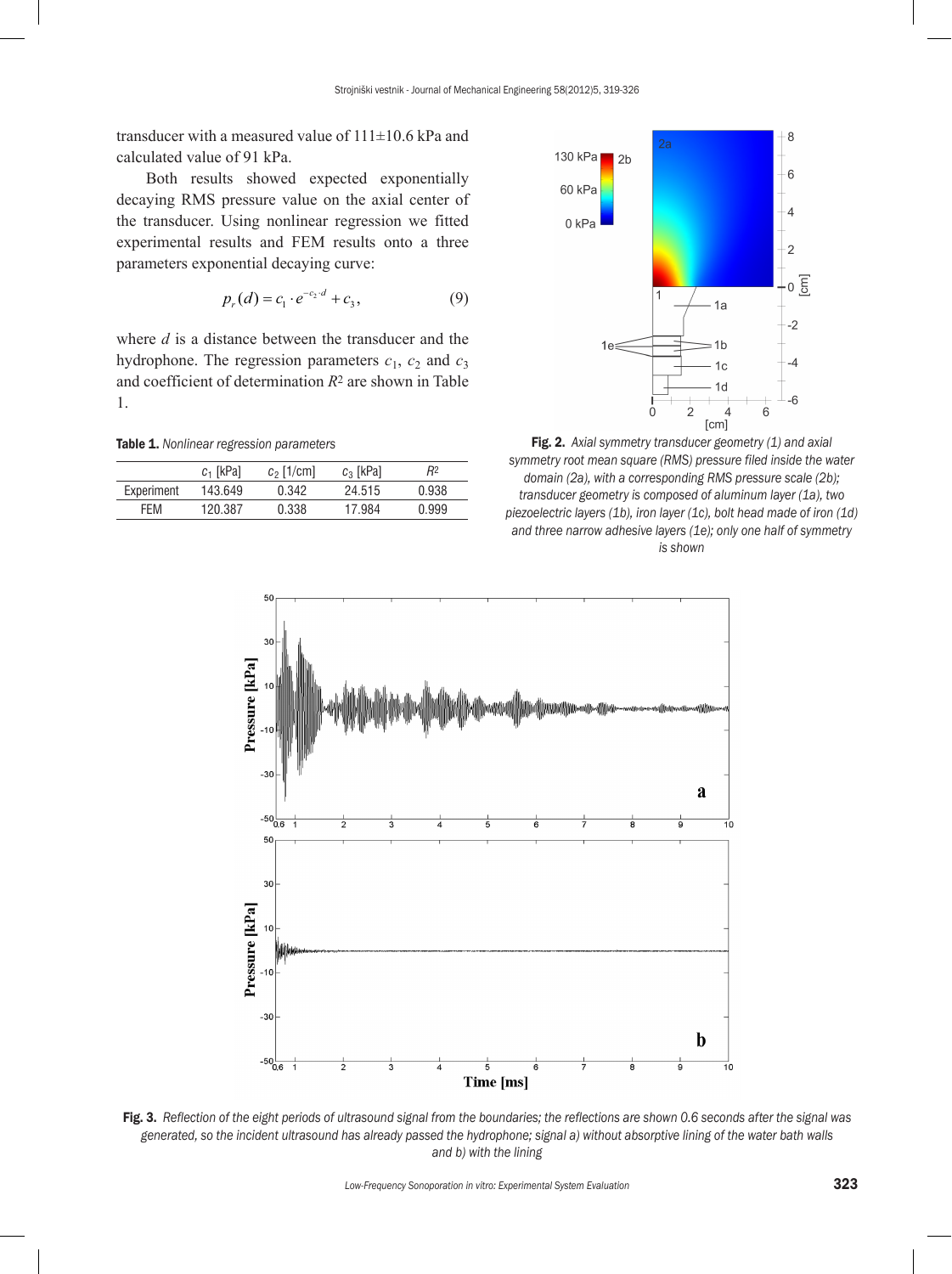transducer with a measured value of 111±10.6 kPa and calculated value of 91 kPa.

Both results showed expected exponentially decaying RMS pressure value on the axial center of the transducer. Using nonlinear regression we fitted experimental results and FEM results onto a three parameters exponential decaying curve:

$$p_r(d) = c_1 \cdot e^{-c_2 \cdot d} + c_3, \tag{9}$$

where $d$ is a distance between the transducer and the hydrophone. The regression parameters $c_1$, $c_2$ and $c_3$ and coefficient of determination $R^2$ are shown in Table 1.

**Table 1.** *Nonlinear regression parameters*

| | $c_1$ [kPa] | $c_2$ [1/cm] | $c_3$ [kPa] | $R^2$ |
|---|---|---|---|---|
| Experiment | 143.649 | 0.342 | 24.515 | 0.938 |
| FEM | 120.387 | 0.338 | 17.984 | 0.999 |

**Fig. 2.** *Axial symmetry transducer geometry (1) and axial symmetry root mean square (RMS) pressure filed inside the water domain (2a), with a corresponding RMS pressure scale (2b); transducer geometry is composed of aluminum layer (1a), two piezoelectric layers (1b), iron layer (1c), bolt head made of iron (1d) and three narrow adhesive layers (1e); only one half of symmetry is shown*

**Fig. 3.** *Reflection of the eight periods of ultrasound signal from the boundaries; the reflections are shown 0.6 seconds after the signal was generated, so the incident ultrasound has already passed the hydrophone; signal a) without absorptive lining of the water bath walls and b) with the lining*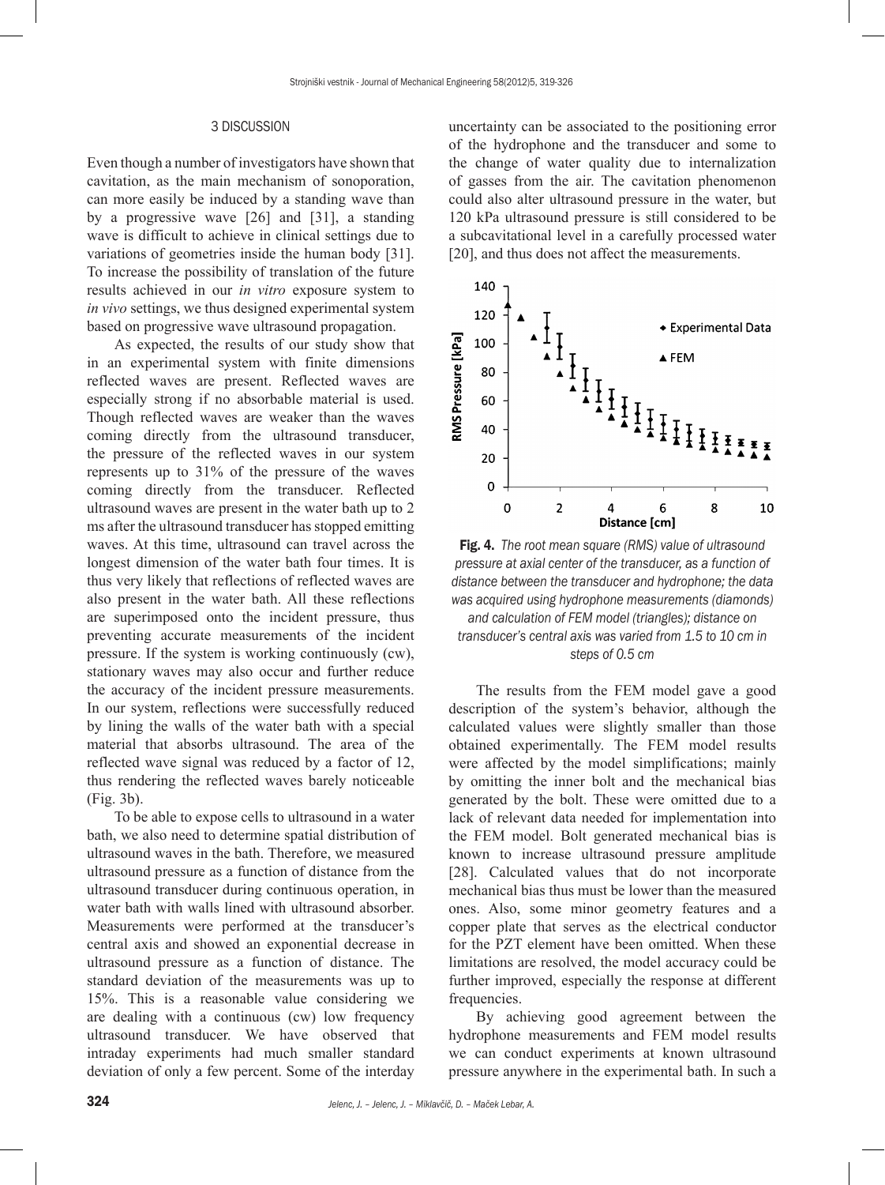## 3 DISCUSSION

Even though a number of investigators have shown that cavitation, as the main mechanism of sonoporation, can more easily be induced by a standing wave than by a progressive wave [26] and [31], a standing wave is difficult to achieve in clinical settings due to variations of geometries inside the human body [31]. To increase the possibility of translation of the future results achieved in our *in vitro* exposure system to *in vivo* settings, we thus designed experimental system based on progressive wave ultrasound propagation.

As expected, the results of our study show that in an experimental system with finite dimensions reflected waves are present. Reflected waves are especially strong if no absorbable material is used. Though reflected waves are weaker than the waves coming directly from the ultrasound transducer, the pressure of the reflected waves in our system represents up to 31% of the pressure of the waves coming directly from the transducer. Reflected ultrasound waves are present in the water bath up to 2 ms after the ultrasound transducer has stopped emitting waves. At this time, ultrasound can travel across the longest dimension of the water bath four times. It is thus very likely that reflections of reflected waves are also present in the water bath. All these reflections are superimposed onto the incident pressure, thus preventing accurate measurements of the incident pressure. If the system is working continuously (cw), stationary waves may also occur and further reduce the accuracy of the incident pressure measurements. In our system, reflections were successfully reduced by lining the walls of the water bath with a special material that absorbs ultrasound. The area of the reflected wave signal was reduced by a factor of 12, thus rendering the reflected waves barely noticeable (Fig. 3b).

To be able to expose cells to ultrasound in a water bath, we also need to determine spatial distribution of ultrasound waves in the bath. Therefore, we measured ultrasound pressure as a function of distance from the ultrasound transducer during continuous operation, in water bath with walls lined with ultrasound absorber. Measurements were performed at the transducer's central axis and showed an exponential decrease in ultrasound pressure as a function of distance. The standard deviation of the measurements was up to 15%. This is a reasonable value considering we are dealing with a continuous (cw) low frequency ultrasound transducer. We have observed that intraday experiments had much smaller standard deviation of only a few percent. Some of the interday uncertainty can be associated to the positioning error of the hydrophone and the transducer and some to the change of water quality due to internalization of gasses from the air. The cavitation phenomenon could also alter ultrasound pressure in the water, but 120 kPa ultrasound pressure is still considered to be a subcavitational level in a carefully processed water [20], and thus does not affect the measurements.

**Fig. 4.** *The root mean square (RMS) value of ultrasound pressure at axial center of the transducer, as a function of distance between the transducer and hydrophone; the data was acquired using hydrophone measurements (diamonds) and calculation of FEM model (triangles); distance on transducer's central axis was varied from 1.5 to 10 cm in steps of 0.5 cm*

The results from the FEM model gave a good description of the system's behavior, although the calculated values were slightly smaller than those obtained experimentally. The FEM model results were affected by the model simplifications; mainly by omitting the inner bolt and the mechanical bias generated by the bolt. These were omitted due to a lack of relevant data needed for implementation into the FEM model. Bolt generated mechanical bias is known to increase ultrasound pressure amplitude [28]. Calculated values that do not incorporate mechanical bias thus must be lower than the measured ones. Also, some minor geometry features and a copper plate that serves as the electrical conductor for the PZT element have been omitted. When these limitations are resolved, the model accuracy could be further improved, especially the response at different frequencies.

By achieving good agreement between the hydrophone measurements and FEM model results we can conduct experiments at known ultrasound pressure anywhere in the experimental bath. In such a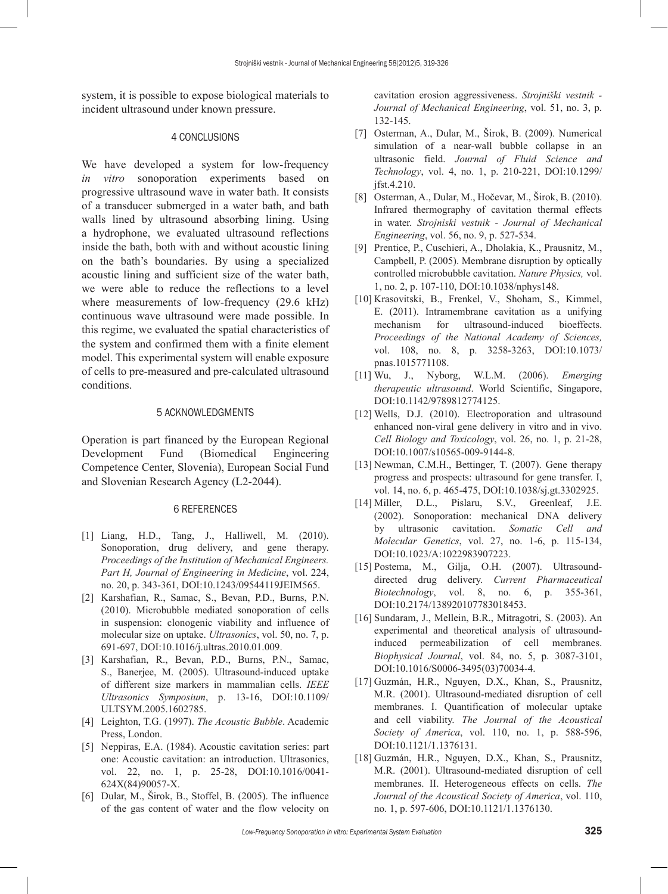system, it is possible to expose biological materials to incident ultrasound under known pressure.

## 4 CONCLUSIONS

We have developed a system for low-frequency *in vitro* sonoporation experiments based on progressive ultrasound wave in water bath. It consists of a transducer submerged in a water bath, and bath walls lined by ultrasound absorbing lining. Using a hydrophone, we evaluated ultrasound reflections inside the bath, both with and without acoustic lining on the bath's boundaries. By using a specialized acoustic lining and sufficient size of the water bath, we were able to reduce the reflections to a level where measurements of low-frequency (29.6 kHz) continuous wave ultrasound were made possible. In this regime, we evaluated the spatial characteristics of the system and confirmed them with a finite element model. This experimental system will enable exposure of cells to pre-measured and pre-calculated ultrasound conditions.

## 5 ACKNOWLEDGMENTS

Operation is part financed by the European Regional Development Fund (Biomedical Engineering Competence Center, Slovenia), European Social Fund and Slovenian Research Agency (L2-2044).

## 6 REFERENCES

[1] Liang, H.D., Tang, J., Halliwell, M. (2010). Sonoporation, drug delivery, and gene therapy. *Proceedings of the Institution of Mechanical Engineers. Part H, Journal of Engineering in Medicine*, vol. 224, no. 20, p. 343-361, DOI:10.1243/09544119JEIM565.

[2] Karshafian, R., Samac, S., Bevan, P.D., Burns, P.N. (2010). Microbubble mediated sonoporation of cells in suspension: clonogenic viability and influence of molecular size on uptake. *Ultrasonics*, vol. 50, no. 7, p. 691-697, DOI:10.1016/j.ultras.2010.01.009.

[3] Karshafian, R., Bevan, P.D., Burns, P.N., Samac, S., Banerjee, M. (2005). Ultrasound-induced uptake of different size markers in mammalian cells. *IEEE Ultrasonics Symposium*, p. 13-16, DOI:10.1109/ULTSYM.2005.1602785.

[4] Leighton, T.G. (1997). *The Acoustic Bubble*. Academic Press, London.

[5] Neppiras, E.A. (1984). Acoustic cavitation series: part one: Acoustic cavitation: an introduction. Ultrasonics, vol. 22, no. 1, p. 25-28, DOI:10.1016/0041-624X(84)90057-X.

[6] Dular, M., Širok, B., Stoffel, B. (2005). The influence of the gas content of water and the flow velocity on cavitation erosion aggressiveness. *Strojniški vestnik - Journal of Mechanical Engineering*, vol. 51, no. 3, p. 132-145.

[7] Osterman, A., Dular, M., Širok, B. (2009). Numerical simulation of a near-wall bubble collapse in an ultrasonic field. *Journal of Fluid Science and Technology*, vol. 4, no. 1, p. 210-221, DOI:10.1299/jfst.4.210.

[8] Osterman, A., Dular, M., Hočevar, M., Širok, B. (2010). Infrared thermography of cavitation thermal effects in water. *Strojniski vestnik - Journal of Mechanical Engineering*, vol. 56, no. 9, p. 527-534.

[9] Prentice, P., Cuschieri, A., Dholakia, K., Prausnitz, M., Campbell, P. (2005). Membrane disruption by optically controlled microbubble cavitation. *Nature Physics,* vol. 1, no. 2, p. 107-110, DOI:10.1038/nphys148.

[10] Krasovitski, B., Frenkel, V., Shoham, S., Kimmel, E. (2011). Intramembrane cavitation as a unifying mechanism for ultrasound-induced bioeffects. *Proceedings of the National Academy of Sciences,* vol. 108, no. 8, p. 3258-3263, DOI:10.1073/pnas.1015771108.

[11] Wu, J., Nyborg, W.L.M. (2006). *Emerging therapeutic ultrasound*. World Scientific, Singapore, DOI:10.1142/9789812774125.

[12] Wells, D.J. (2010). Electroporation and ultrasound enhanced non-viral gene delivery in vitro and in vivo. *Cell Biology and Toxicology*, vol. 26, no. 1, p. 21-28, DOI:10.1007/s10565-009-9144-8.

[13] Newman, C.M.H., Bettinger, T. (2007). Gene therapy progress and prospects: ultrasound for gene transfer. I, vol. 14, no. 6, p. 465-475, DOI:10.1038/sj.gt.3302925.

[14] Miller, D.L., Pislaru, S.V., Greenleaf, J.E. (2002). Sonoporation: mechanical DNA delivery by ultrasonic cavitation. *Somatic Cell and Molecular Genetics*, vol. 27, no. 1-6, p. 115-134, DOI:10.1023/A:1022983907223.

[15] Postema, M., Gilja, O.H. (2007). Ultrasound-directed drug delivery. *Current Pharmaceutical Biotechnology*, vol. 8, no. 6, p. 355-361, DOI:10.2174/138920107783018453.

[16] Sundaram, J., Mellein, B.R., Mitragotri, S. (2003). An experimental and theoretical analysis of ultrasound-induced permeabilization of cell membranes. *Biophysical Journal*, vol. 84, no. 5, p. 3087-3101, DOI:10.1016/S0006-3495(03)70034-4.

[17] Guzmán, H.R., Nguyen, D.X., Khan, S., Prausnitz, M.R. (2001). Ultrasound-mediated disruption of cell membranes. I. Quantification of molecular uptake and cell viability. *The Journal of the Acoustical Society of America*, vol. 110, no. 1, p. 588-596, DOI:10.1121/1.1376131.

[18] Guzmán, H.R., Nguyen, D.X., Khan, S., Prausnitz, M.R. (2001). Ultrasound-mediated disruption of cell membranes. II. Heterogeneous effects on cells. *The Journal of the Acoustical Society of America*, vol. 110, no. 1, p. 597-606, DOI:10.1121/1.1376130.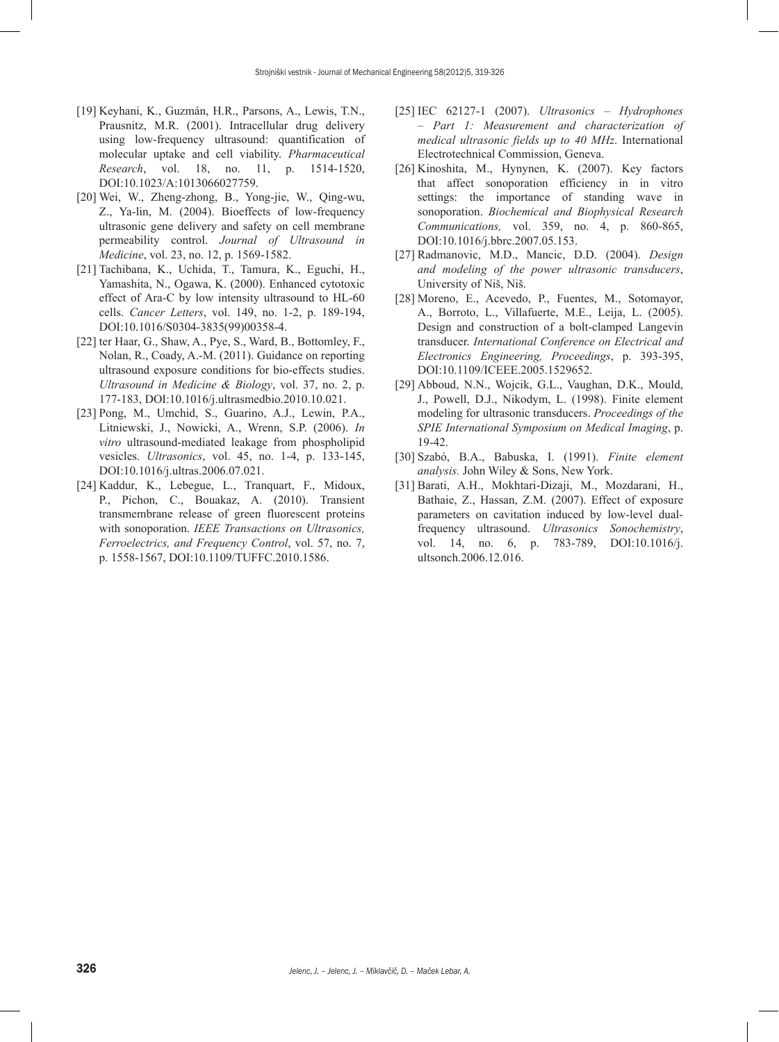[19] Keyhani, K., Guzmán, H.R., Parsons, A., Lewis, T.N., Prausnitz, M.R. (2001). Intracellular drug delivery using low-frequency ultrasound: quantification of molecular uptake and cell viability. *Pharmaceutical Research*, vol. 18, no. 11, p. 1514-1520, DOI:10.1023/A:1013066027759.

[20] Wei, W., Zheng-zhong, B., Yong-jie, W., Qing-wu, Z., Ya-lin, M. (2004). Bioeffects of low-frequency ultrasonic gene delivery and safety on cell membrane permeability control. *Journal of Ultrasound in Medicine*, vol. 23, no. 12, p. 1569-1582.

[21] Tachibana, K., Uchida, T., Tamura, K., Eguchi, H., Yamashita, N., Ogawa, K. (2000). Enhanced cytotoxic effect of Ara-C by low intensity ultrasound to HL-60 cells. *Cancer Letters*, vol. 149, no. 1-2, p. 189-194, DOI:10.1016/S0304-3835(99)00358-4.

[22] ter Haar, G., Shaw, A., Pye, S., Ward, B., Bottomley, F., Nolan, R., Coady, A.-M. (2011). Guidance on reporting ultrasound exposure conditions for bio-effects studies. *Ultrasound in Medicine & Biology*, vol. 37, no. 2, p. 177-183, DOI:10.1016/j.ultrasmedbio.2010.10.021.

[23] Pong, M., Umchid, S., Guarino, A.J., Lewin, P.A., Litniewski, J., Nowicki, A., Wrenn, S.P. (2006). *In vitro* ultrasound-mediated leakage from phospholipid vesicles. *Ultrasonics*, vol. 45, no. 1-4, p. 133-145, DOI:10.1016/j.ultras.2006.07.021.

[24] Kaddur, K., Lebegue, L., Tranquart, F., Midoux, P., Pichon, C., Bouakaz, A. (2010). Transient transmembrane release of green fluorescent proteins with sonoporation. *IEEE Transactions on Ultrasonics, Ferroelectrics, and Frequency Control*, vol. 57, no. 7, p. 1558-1567, DOI:10.1109/TUFFC.2010.1586.

[25] IEC 62127-1 (2007). *Ultrasonics – Hydrophones – Part 1: Measurement and characterization of medical ultrasonic fields up to 40 MHz*. International Electrotechnical Commission, Geneva.

[26] Kinoshita, M., Hynynen, K. (2007). Key factors that affect sonoporation efficiency in in vitro settings: the importance of standing wave in sonoporation. *Biochemical and Biophysical Research Communications,* vol. 359, no. 4, p. 860-865, DOI:10.1016/j.bbrc.2007.05.153.

[27] Radmanovic, M.D., Mancic, D.D. (2004). *Design and modeling of the power ultrasonic transducers*, University of Niš, Niš.

[28] Moreno, E., Acevedo, P., Fuentes, M., Sotomayor, A., Borroto, L., Villafuerte, M.E., Leija, L. (2005). Design and construction of a bolt-clamped Langevin transducer. *International Conference on Electrical and Electronics Engineering, Proceedings*, p. 393-395, DOI:10.1109/ICEEE.2005.1529652.

[29] Abboud, N.N., Wojcik, G.L., Vaughan, D.K., Mould, J., Powell, D.J., Nikodym, L. (1998). Finite element modeling for ultrasonic transducers. *Proceedings of the SPIE International Symposium on Medical Imaging*, p. 19-42.

[30] Szabó, B.A., Babuska, I. (1991). *Finite element analysis.* John Wiley & Sons, New York.

[31] Barati, A.H., Mokhtari-Dizaji, M., Mozdarani, H., Bathaie, Z., Hassan, Z.M. (2007). Effect of exposure parameters on cavitation induced by low-level dual-frequency ultrasound. *Ultrasonics Sonochemistry*, vol. 14, no. 6, p. 783-789, DOI:10.1016/j.ultsonch.2006.12.016.